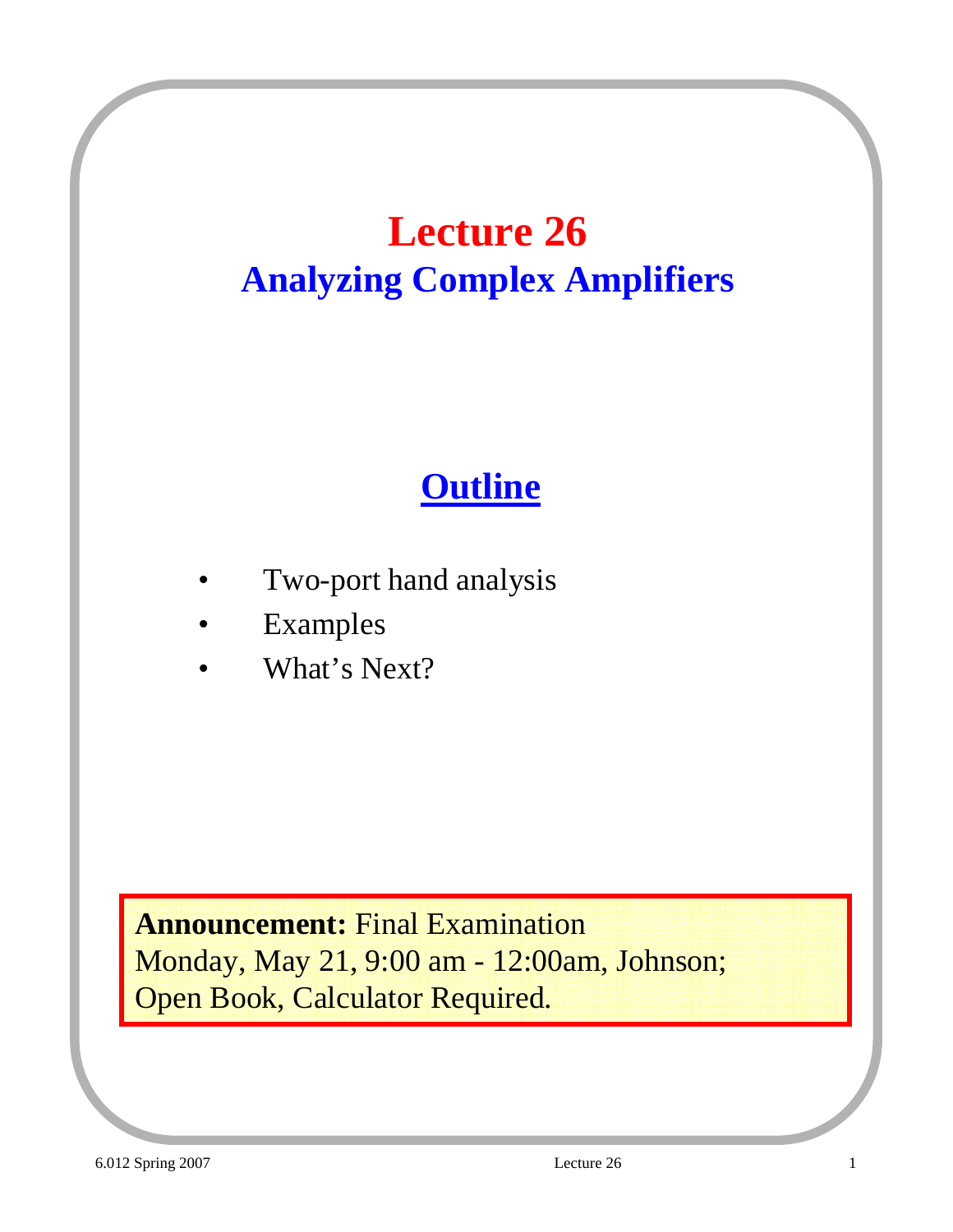# Lecture 26

## Analyzing Complex Amplifiers

## Outline

- Two-port hand analysis
- Examples
- What's Next?

**Announcement:** Final Examination
Monday, May 21, 9:00 am - 12:00am, Johnson;
Open Book, Calculator Required.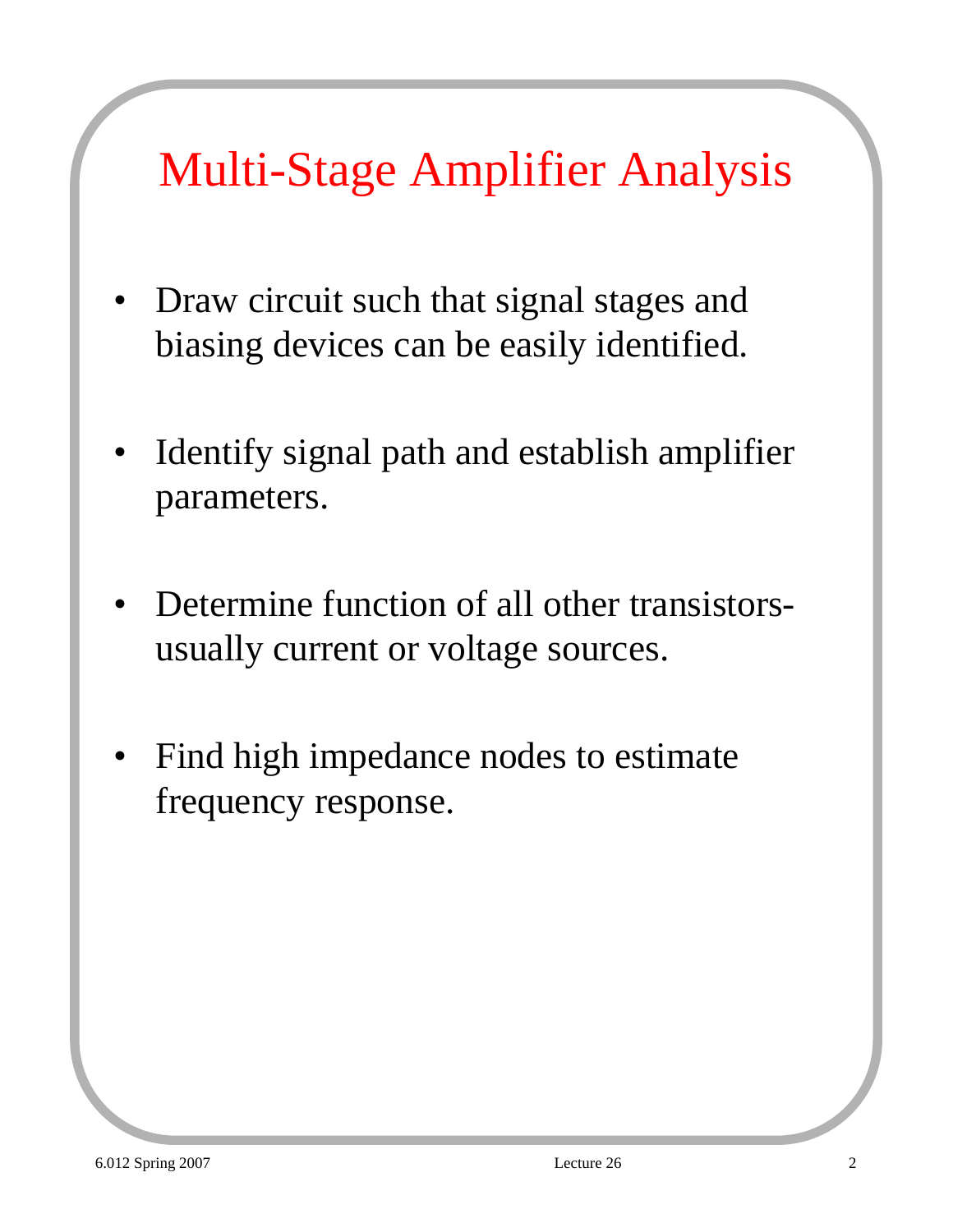# Multi-Stage Amplifier Analysis

- Draw circuit such that signal stages and biasing devices can be easily identified.
- Identify signal path and establish amplifier parameters.
- Determine function of all other transistors- usually current or voltage sources.
- Find high impedance nodes to estimate frequency response.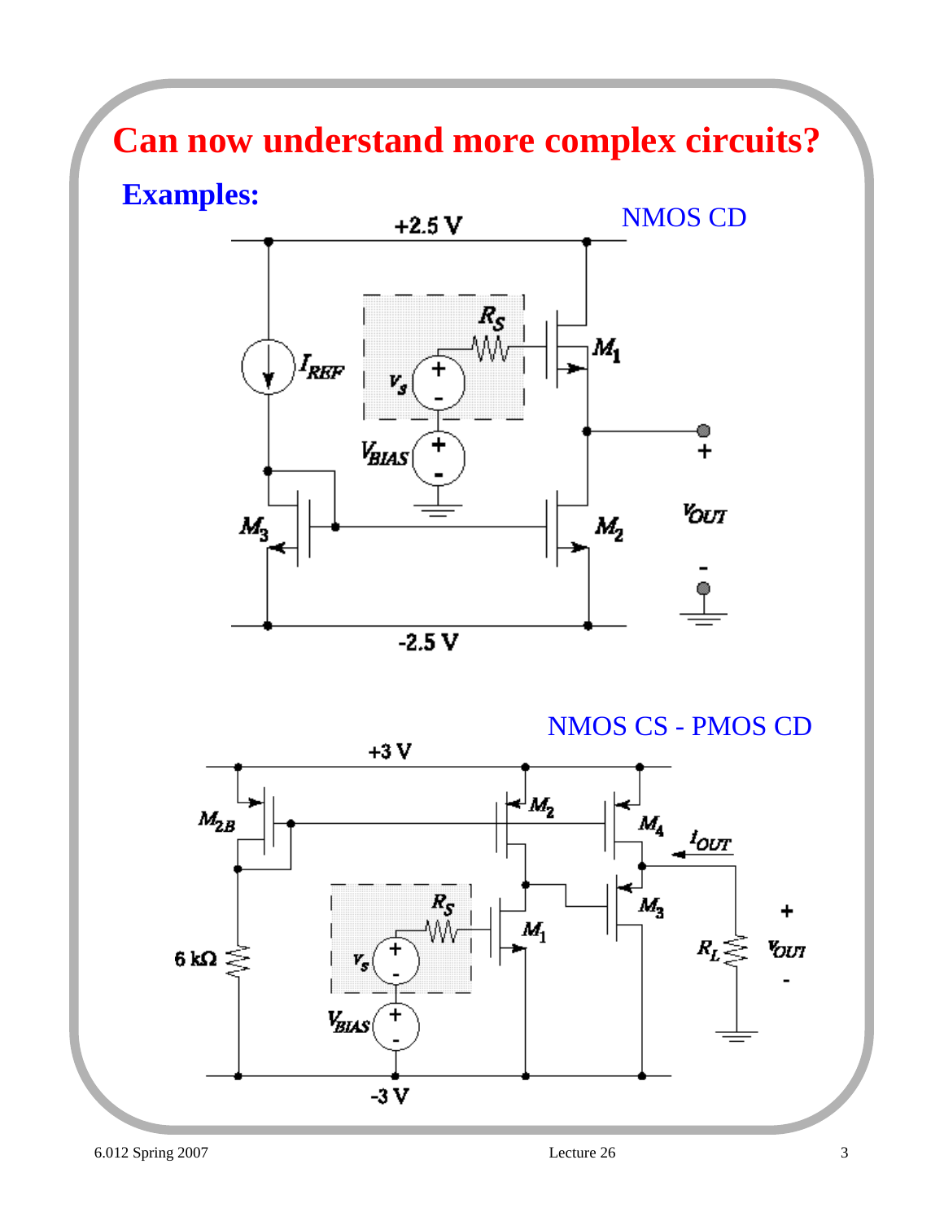# Can now understand more complex circuits?

## Examples:

NMOS CD

NMOS CS - PMOS CD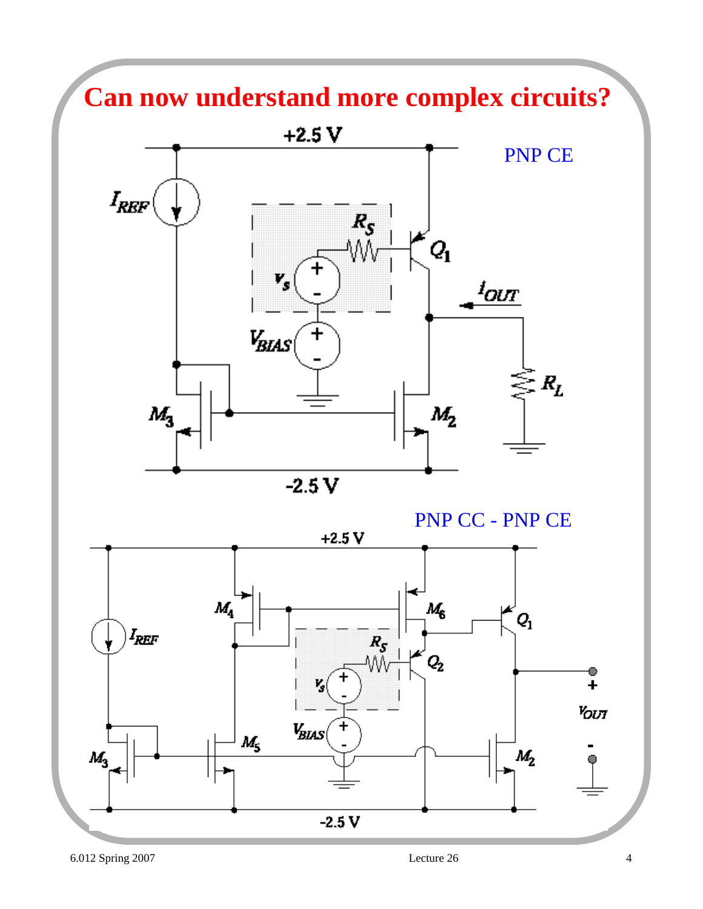# Can now understand more complex circuits?

PNP CE

PNP CC - PNP CE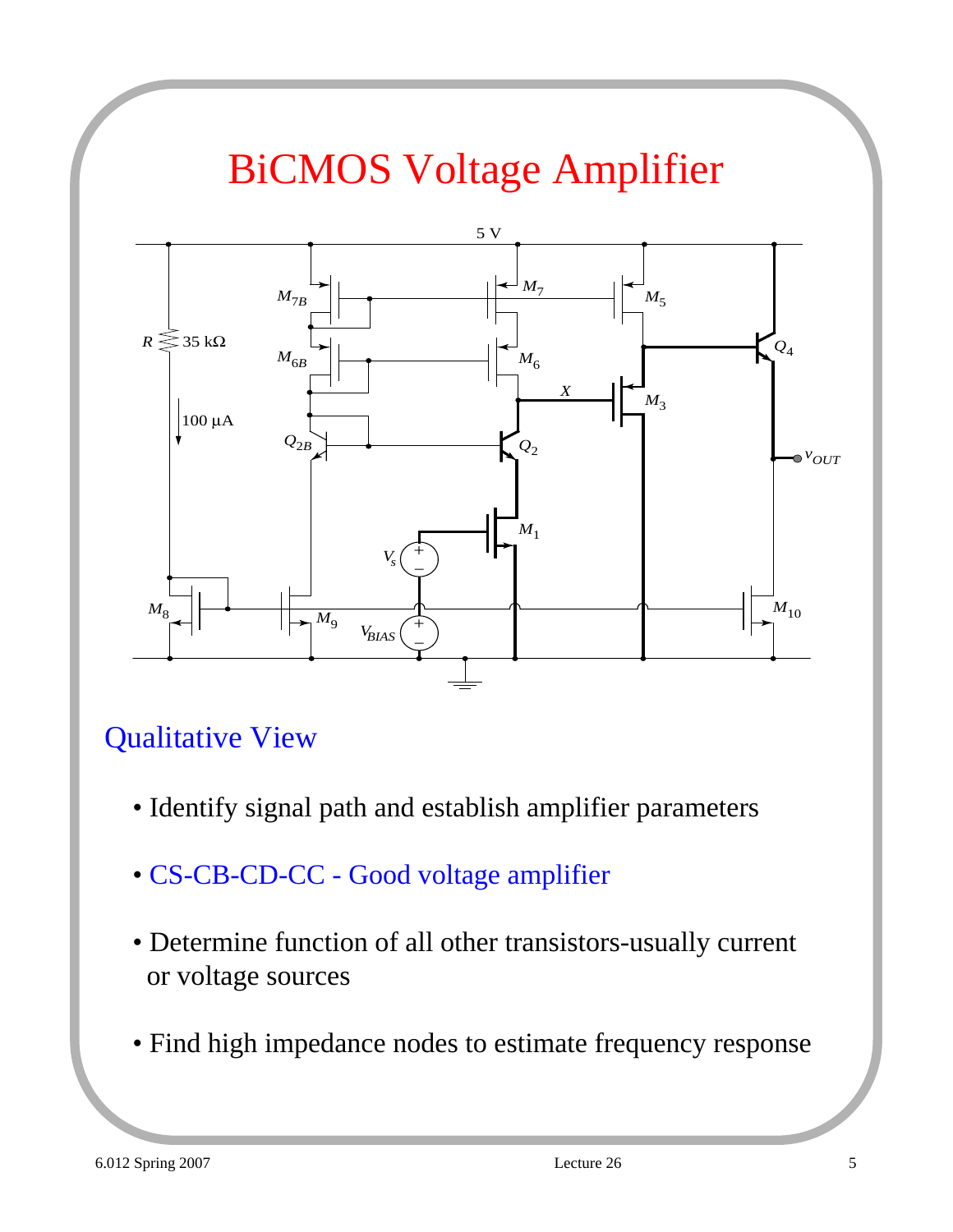# BiCMOS Voltage Amplifier

## Qualitative View

- Identify signal path and establish amplifier parameters
- CS-CB-CD-CC - Good voltage amplifier
- Determine function of all other transistors-usually current or voltage sources
- Find high impedance nodes to estimate frequency response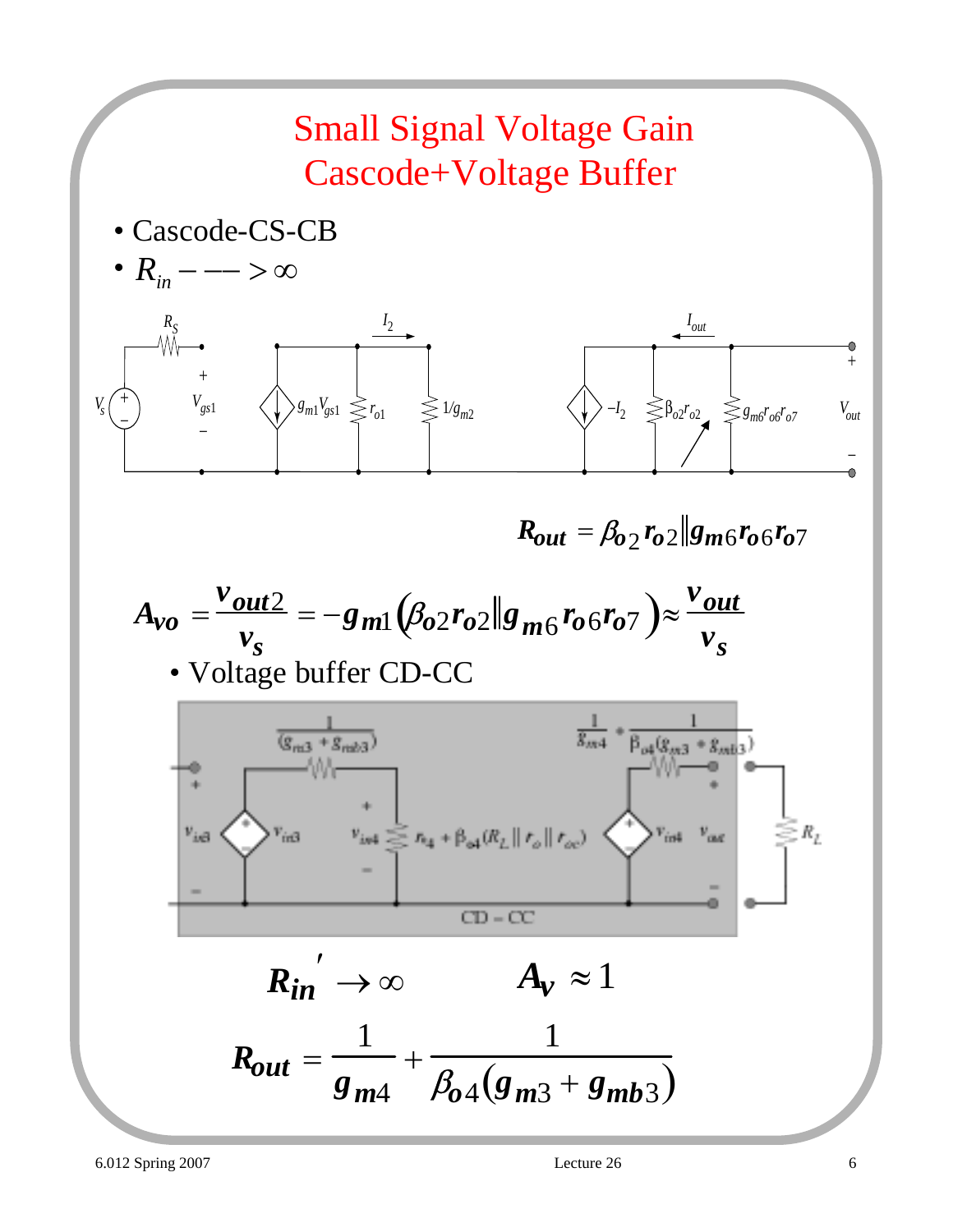# Small Signal Voltage Gain Cascode+Voltage Buffer

- Cascode-CS-CB
- $R_{in} --- > \infty$

$$R_{out} = \beta_{o2} r_{o2} \| g_{m6} r_{o6} r_{o7}$$

$$A_{vo} = \frac{v_{out2}}{v_s} = -g_{m1}\left(\beta_{o2} r_{o2} \| g_{m6} r_{o6} r_{o7}\right) \approx \frac{v_{out}}{v_s}$$

- Voltage buffer CD-CC

$$R_{in}' \rightarrow \infty \qquad A_v \approx 1$$

$$R_{out} = \frac{1}{g_{m4}} + \frac{1}{\beta_{o4}(g_{m3} + g_{mb3})}$$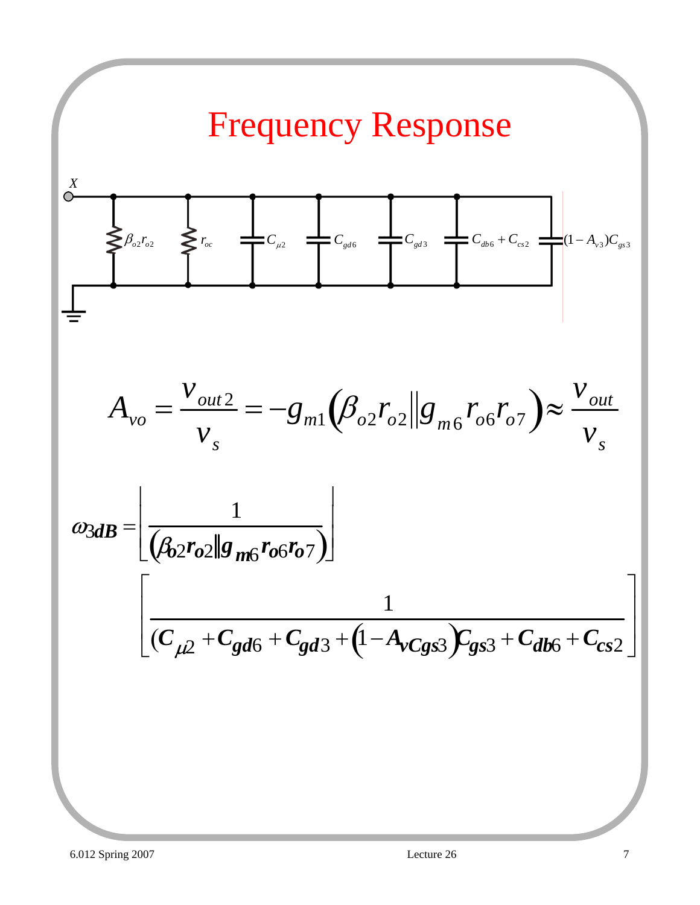# Frequency Response

$X$

$\beta_{o2}r_{o2}$ $r_{oc}$ $C_{\mu 2}$ $C_{gd6}$ $C_{gd3}$ $C_{db6} + C_{cs2}$ $(1 - A_{v3})C_{gs3}$

$$A_{vo} = \frac{v_{out2}}{v_s} = -g_{m1}\left(\beta_{o2}r_{o2} \| g_{m6}r_{o6}r_{o7}\right) \approx \frac{v_{out}}{v_s}$$

$$\omega_{3dB} = \left[\frac{1}{\left(\beta_{o2}r_{o2} \| g_{m6}r_{o6}r_{o7}\right)}\right] \left[\frac{1}{(C_{\mu 2} + C_{gd6} + C_{gd3} + \left(1 - A_{vCgs3}\right)C_{gs3} + C_{db6} + C_{cs2}}\right]$$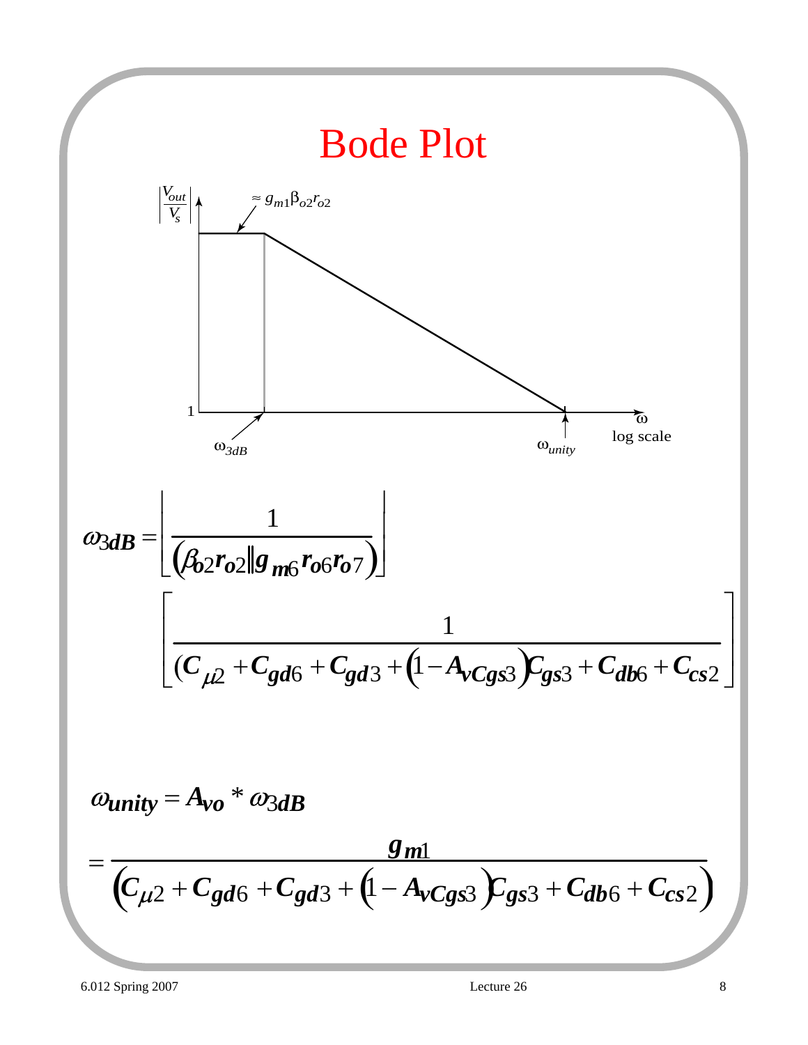# Bode Plot

$\left|\frac{V_{out}}{V_s}\right|$

$\approx g_{m1}\beta_{o2}r_{o2}$

1

$\omega_{3dB}$

$\omega_{unity}$

$\omega$ log scale

$$\omega_{3dB} = \left\lfloor \frac{1}{\left(\beta_{o2} r_{o2} \| g_{m6} r_{o6} r_{o7}\right)} \right\rfloor$$

$$\left\lfloor \frac{1}{(C_{\mu 2} + C_{gd6} + C_{gd3} + \left(1 - A_{vCgs3}\right)C_{gs3} + C_{db6} + C_{cs2}} \right\rfloor$$

$$\omega_{unity} = A_{vo} * \omega_{3dB}$$

$$= \frac{g_{m1}}{\left(C_{\mu 2} + C_{gd6} + C_{gd3} + \left(1 - A_{vCgs3}\right)C_{gs3} + C_{db6} + C_{cs2}\right)}$$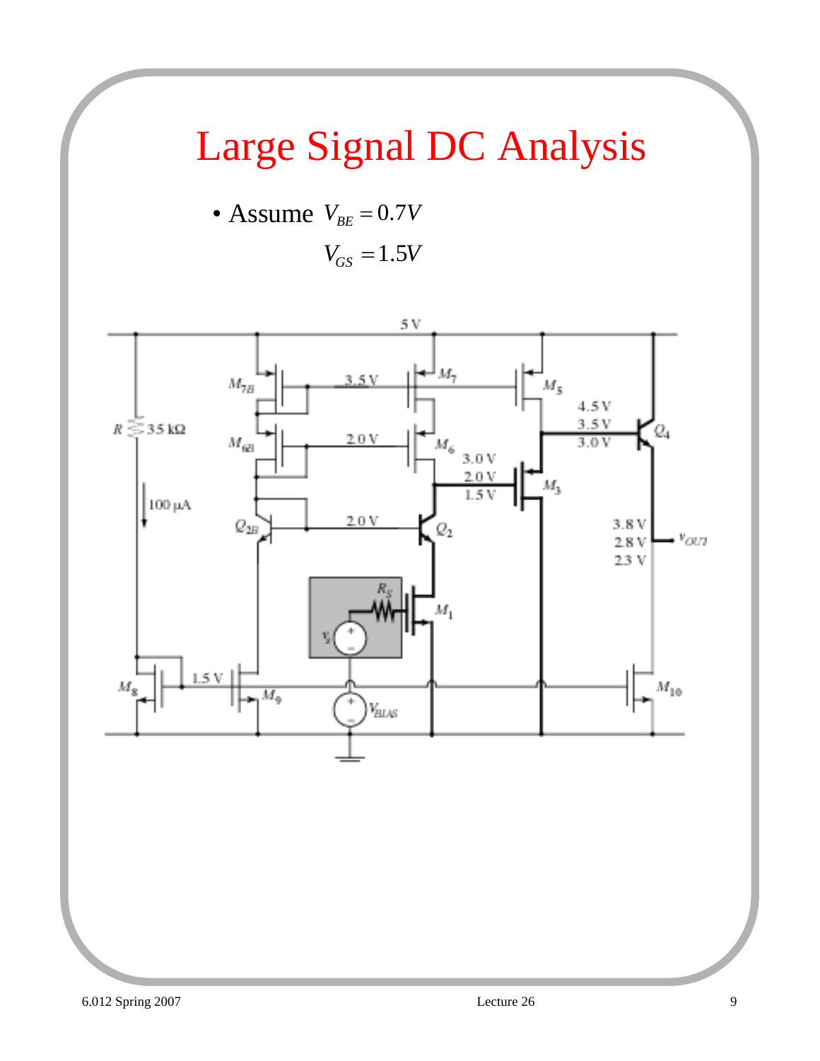# Large Signal DC Analysis

- Assume $V_{BE} = 0.7V$

  $V_{GS} = 1.5V$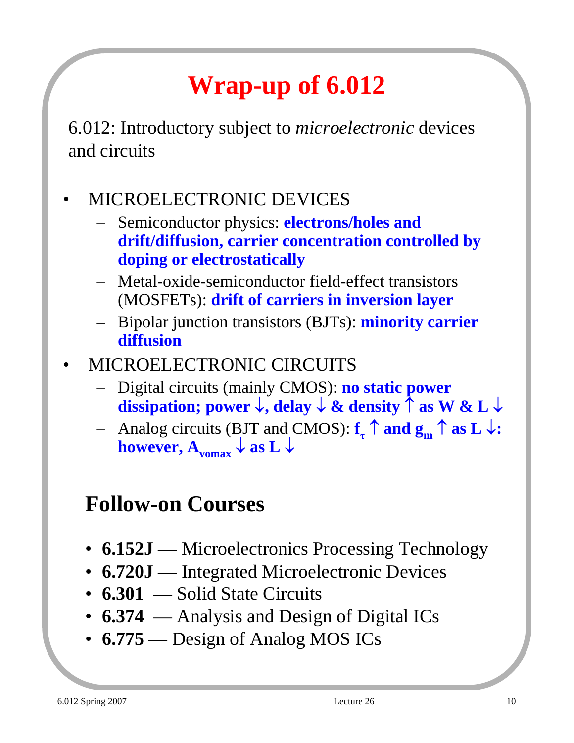# Wrap-up of 6.012

6.012: Introductory subject to *microelectronic* devices and circuits

- MICROELECTRONIC DEVICES
  - Semiconductor physics: **electrons/holes and drift/diffusion, carrier concentration controlled by doping or electrostatically**
  - Metal-oxide-semiconductor field-effect transistors (MOSFETs): **drift of carriers in inversion layer**
  - Bipolar junction transistors (BJTs): **minority carrier diffusion**
- MICROELECTRONIC CIRCUITS
  - Digital circuits (mainly CMOS): **no static power dissipation; power ↓, delay ↓ & density ↑ as W & L ↓**
  - Analog circuits (BJT and CMOS): **$f_\tau$ ↑ and $g_m$ ↑ as L ↓: however, $A_{vomax}$ ↓ as L ↓**

## Follow-on Courses

- **6.152J** — Microelectronics Processing Technology
- **6.720J** — Integrated Microelectronic Devices
- **6.301** — Solid State Circuits
- **6.374** — Analysis and Design of Digital ICs
- **6.775** — Design of Analog MOS ICs